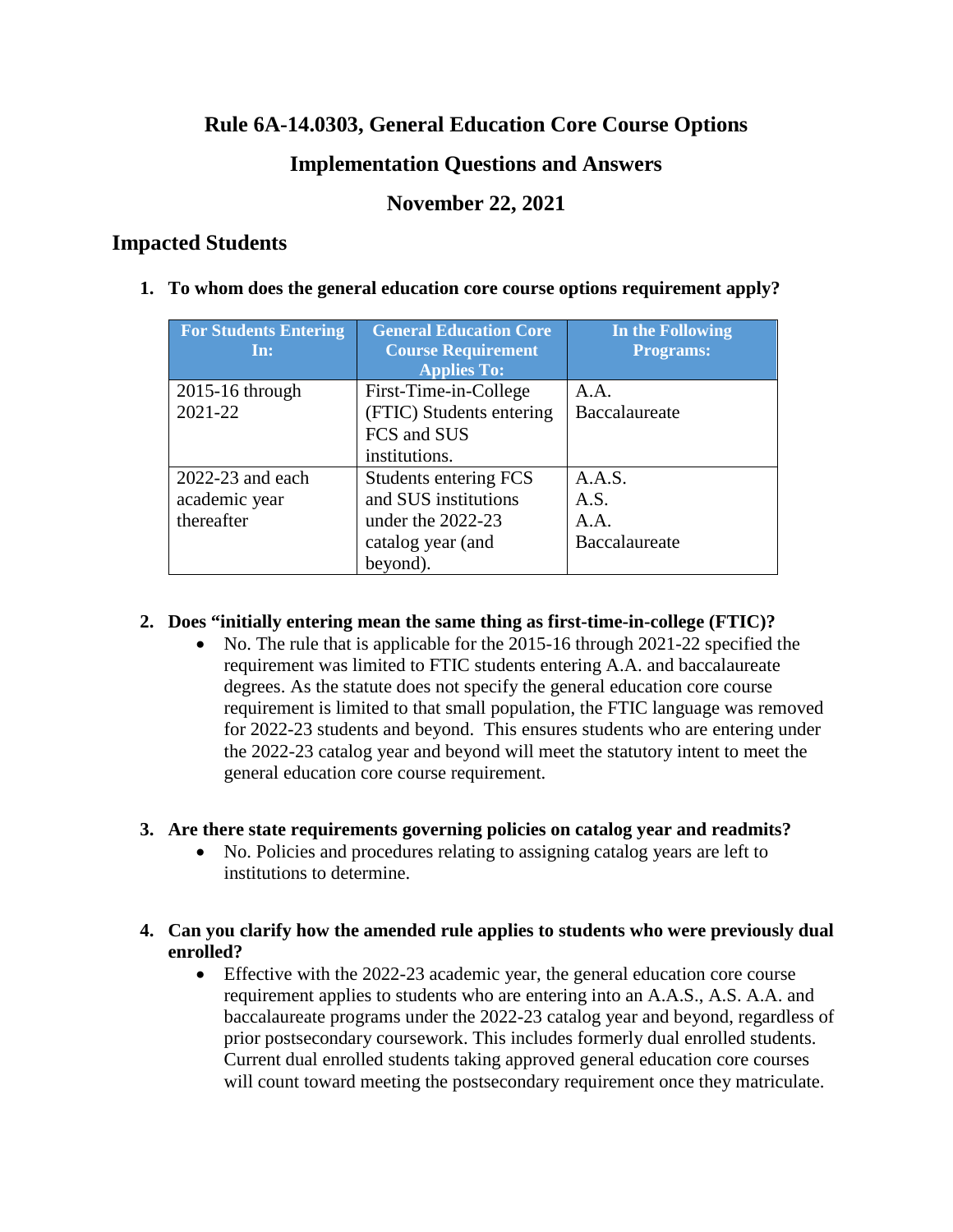# Rule 6A-14.0303, General Education Core Course Options

## Implementation Questions and Answers

## November 22, 2021

## Impacted Students

1. **To whom does the general education core course options requirement apply?**

| For Students Entering In: | General Education Core Course Requirement Applies To: | In the Following Programs: |
|---|---|---|
| 2015-16 through 2021-22 | First-Time-in-College (FTIC) Students entering FCS and SUS institutions. | A.A.<br>Baccalaureate |
| 2022-23 and each academic year thereafter | Students entering FCS and SUS institutions under the 2022-23 catalog year (and beyond). | A.A.S.<br>A.S.<br>A.A.<br>Baccalaureate |

2. **Does "initially entering mean the same thing as first-time-in-college (FTIC)?**
   - No. The rule that is applicable for the 2015-16 through 2021-22 specified the requirement was limited to FTIC students entering A.A. and baccalaureate degrees. As the statute does not specify the general education core course requirement is limited to that small population, the FTIC language was removed for 2022-23 students and beyond. This ensures students who are entering under the 2022-23 catalog year and beyond will meet the statutory intent to meet the general education core course requirement.

3. **Are there state requirements governing policies on catalog year and readmits?**
   - No. Policies and procedures relating to assigning catalog years are left to institutions to determine.

4. **Can you clarify how the amended rule applies to students who were previously dual enrolled?**
   - Effective with the 2022-23 academic year, the general education core course requirement applies to students who are entering into an A.A.S., A.S. A.A. and baccalaureate programs under the 2022-23 catalog year and beyond, regardless of prior postsecondary coursework. This includes formerly dual enrolled students. Current dual enrolled students taking approved general education core courses will count toward meeting the postsecondary requirement once they matriculate.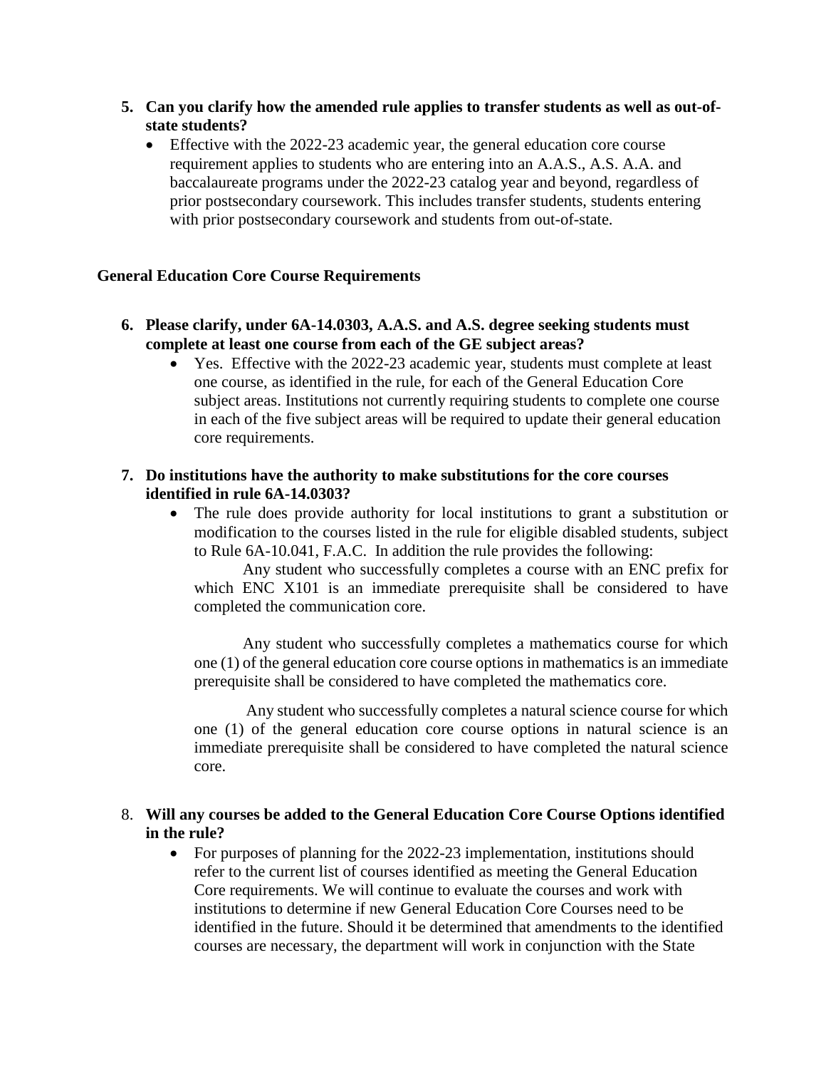5. **Can you clarify how the amended rule applies to transfer students as well as out-of-state students?**
   - Effective with the 2022-23 academic year, the general education core course requirement applies to students who are entering into an A.A.S., A.S. A.A. and baccalaureate programs under the 2022-23 catalog year and beyond, regardless of prior postsecondary coursework. This includes transfer students, students entering with prior postsecondary coursework and students from out-of-state.

## General Education Core Course Requirements

6. **Please clarify, under 6A-14.0303, A.A.S. and A.S. degree seeking students must complete at least one course from each of the GE subject areas?**
   - Yes. Effective with the 2022-23 academic year, students must complete at least one course, as identified in the rule, for each of the General Education Core subject areas. Institutions not currently requiring students to complete one course in each of the five subject areas will be required to update their general education core requirements.

7. **Do institutions have the authority to make substitutions for the core courses identified in rule 6A-14.0303?**
   - The rule does provide authority for local institutions to grant a substitution or modification to the courses listed in the rule for eligible disabled students, subject to Rule 6A-10.041, F.A.C. In addition the rule provides the following:

     Any student who successfully completes a course with an ENC prefix for which ENC X101 is an immediate prerequisite shall be considered to have completed the communication core.

     Any student who successfully completes a mathematics course for which one (1) of the general education core course options in mathematics is an immediate prerequisite shall be considered to have completed the mathematics core.

     Any student who successfully completes a natural science course for which one (1) of the general education core course options in natural science is an immediate prerequisite shall be considered to have completed the natural science core.

8. **Will any courses be added to the General Education Core Course Options identified in the rule?**
   - For purposes of planning for the 2022-23 implementation, institutions should refer to the current list of courses identified as meeting the General Education Core requirements. We will continue to evaluate the courses and work with institutions to determine if new General Education Core Courses need to be identified in the future. Should it be determined that amendments to the identified courses are necessary, the department will work in conjunction with the State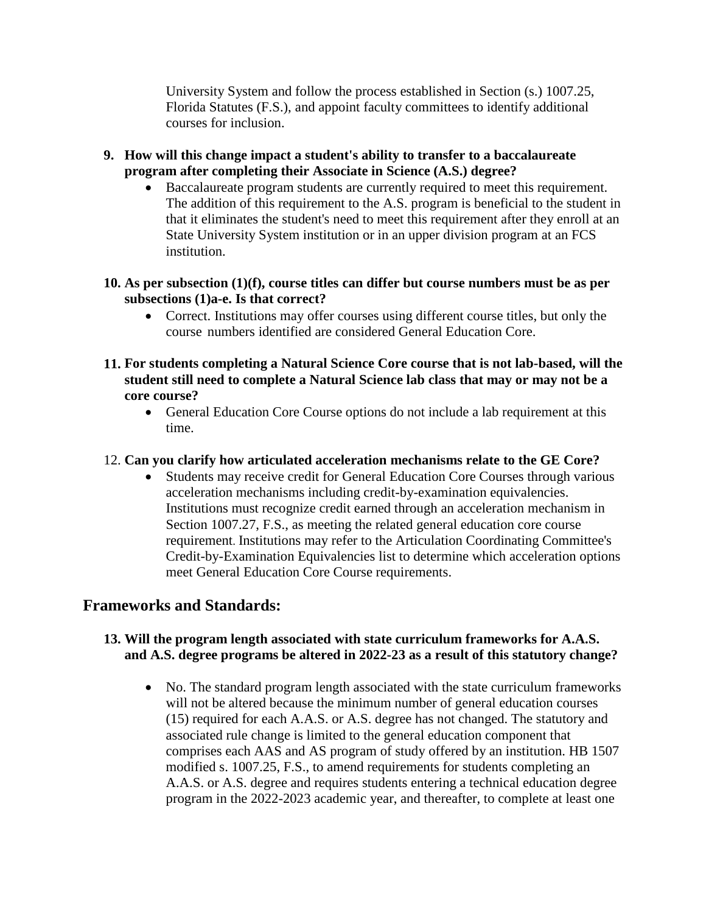University System and follow the process established in Section (s.) 1007.25, Florida Statutes (F.S.), and appoint faculty committees to identify additional courses for inclusion.

9. **How will this change impact a student's ability to transfer to a baccalaureate program after completing their Associate in Science (A.S.) degree?**
   - Baccalaureate program students are currently required to meet this requirement. The addition of this requirement to the A.S. program is beneficial to the student in that it eliminates the student's need to meet this requirement after they enroll at an State University System institution or in an upper division program at an FCS institution.

10. **As per subsection (1)(f), course titles can differ but course numbers must be as per subsections (1)a-e. Is that correct?**
    - Correct. Institutions may offer courses using different course titles, but only the course numbers identified are considered General Education Core.

11. **For students completing a Natural Science Core course that is not lab-based, will the student still need to complete a Natural Science lab class that may or may not be a core course?**
    - General Education Core Course options do not include a lab requirement at this time.

12. **Can you clarify how articulated acceleration mechanisms relate to the GE Core?**
    - Students may receive credit for General Education Core Courses through various acceleration mechanisms including credit-by-examination equivalencies. Institutions must recognize credit earned through an acceleration mechanism in Section 1007.27, F.S., as meeting the related general education core course requirement. Institutions may refer to the Articulation Coordinating Committee's Credit-by-Examination Equivalencies list to determine which acceleration options meet General Education Core Course requirements.

## Frameworks and Standards:

13. **Will the program length associated with state curriculum frameworks for A.A.S. and A.S. degree programs be altered in 2022-23 as a result of this statutory change?**
    - No. The standard program length associated with the state curriculum frameworks will not be altered because the minimum number of general education courses (15) required for each A.A.S. or A.S. degree has not changed. The statutory and associated rule change is limited to the general education component that comprises each AAS and AS program of study offered by an institution. HB 1507 modified s. 1007.25, F.S., to amend requirements for students completing an A.A.S. or A.S. degree and requires students entering a technical education degree program in the 2022-2023 academic year, and thereafter, to complete at least one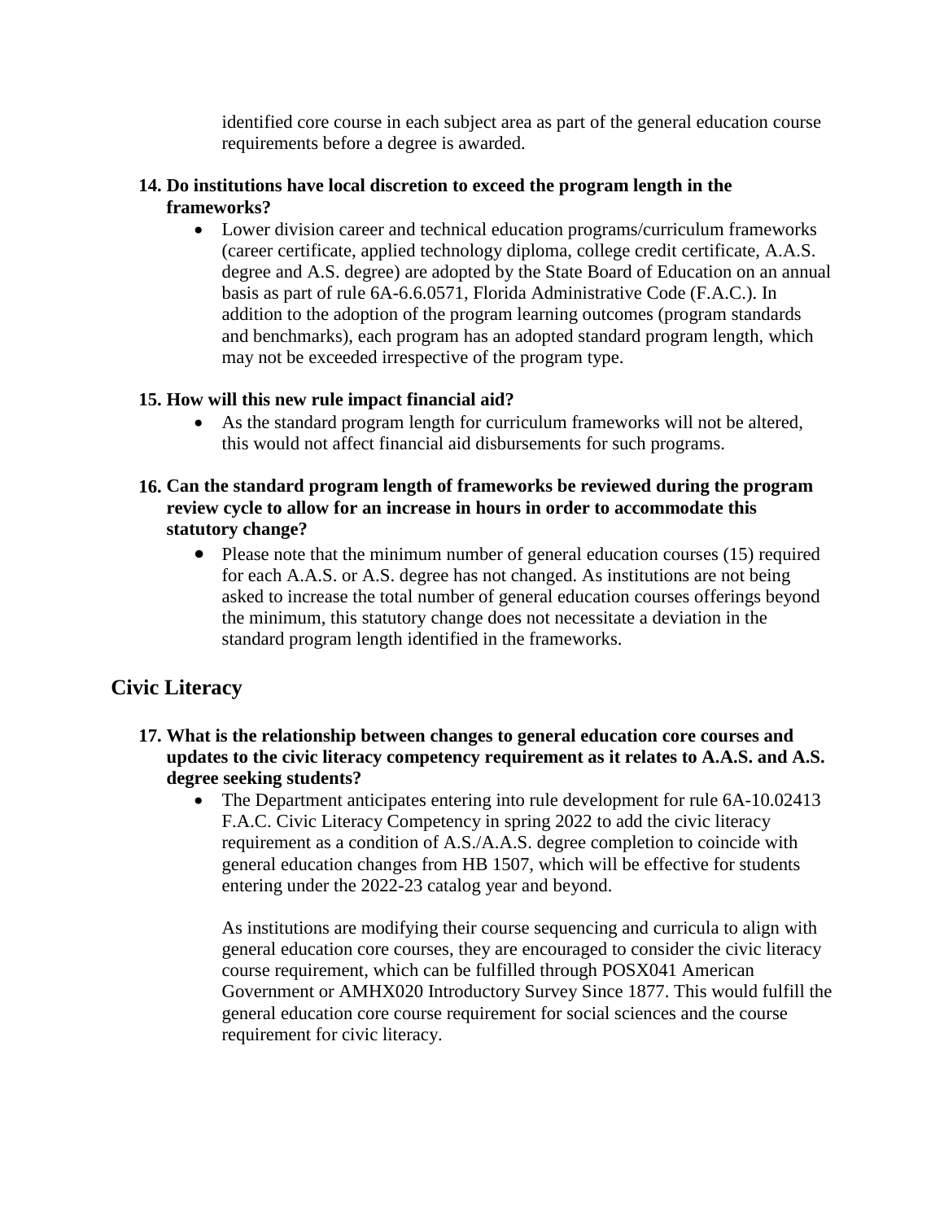identified core course in each subject area as part of the general education course requirements before a degree is awarded.

**14. Do institutions have local discretion to exceed the program length in the frameworks?**

- Lower division career and technical education programs/curriculum frameworks (career certificate, applied technology diploma, college credit certificate, A.A.S. degree and A.S. degree) are adopted by the State Board of Education on an annual basis as part of rule 6A-6.6.0571, Florida Administrative Code (F.A.C.). In addition to the adoption of the program learning outcomes (program standards and benchmarks), each program has an adopted standard program length, which may not be exceeded irrespective of the program type.

**15. How will this new rule impact financial aid?**

- As the standard program length for curriculum frameworks will not be altered, this would not affect financial aid disbursements for such programs.

**16. Can the standard program length of frameworks be reviewed during the program review cycle to allow for an increase in hours in order to accommodate this statutory change?**

- Please note that the minimum number of general education courses (15) required for each A.A.S. or A.S. degree has not changed. As institutions are not being asked to increase the total number of general education courses offerings beyond the minimum, this statutory change does not necessitate a deviation in the standard program length identified in the frameworks.

## Civic Literacy

**17. What is the relationship between changes to general education core courses and updates to the civic literacy competency requirement as it relates to A.A.S. and A.S. degree seeking students?**

- The Department anticipates entering into rule development for rule 6A-10.02413 F.A.C. Civic Literacy Competency in spring 2022 to add the civic literacy requirement as a condition of A.S./A.A.S. degree completion to coincide with general education changes from HB 1507, which will be effective for students entering under the 2022-23 catalog year and beyond.

  As institutions are modifying their course sequencing and curricula to align with general education core courses, they are encouraged to consider the civic literacy course requirement, which can be fulfilled through POSX041 American Government or AMHX020 Introductory Survey Since 1877. This would fulfill the general education core course requirement for social sciences and the course requirement for civic literacy.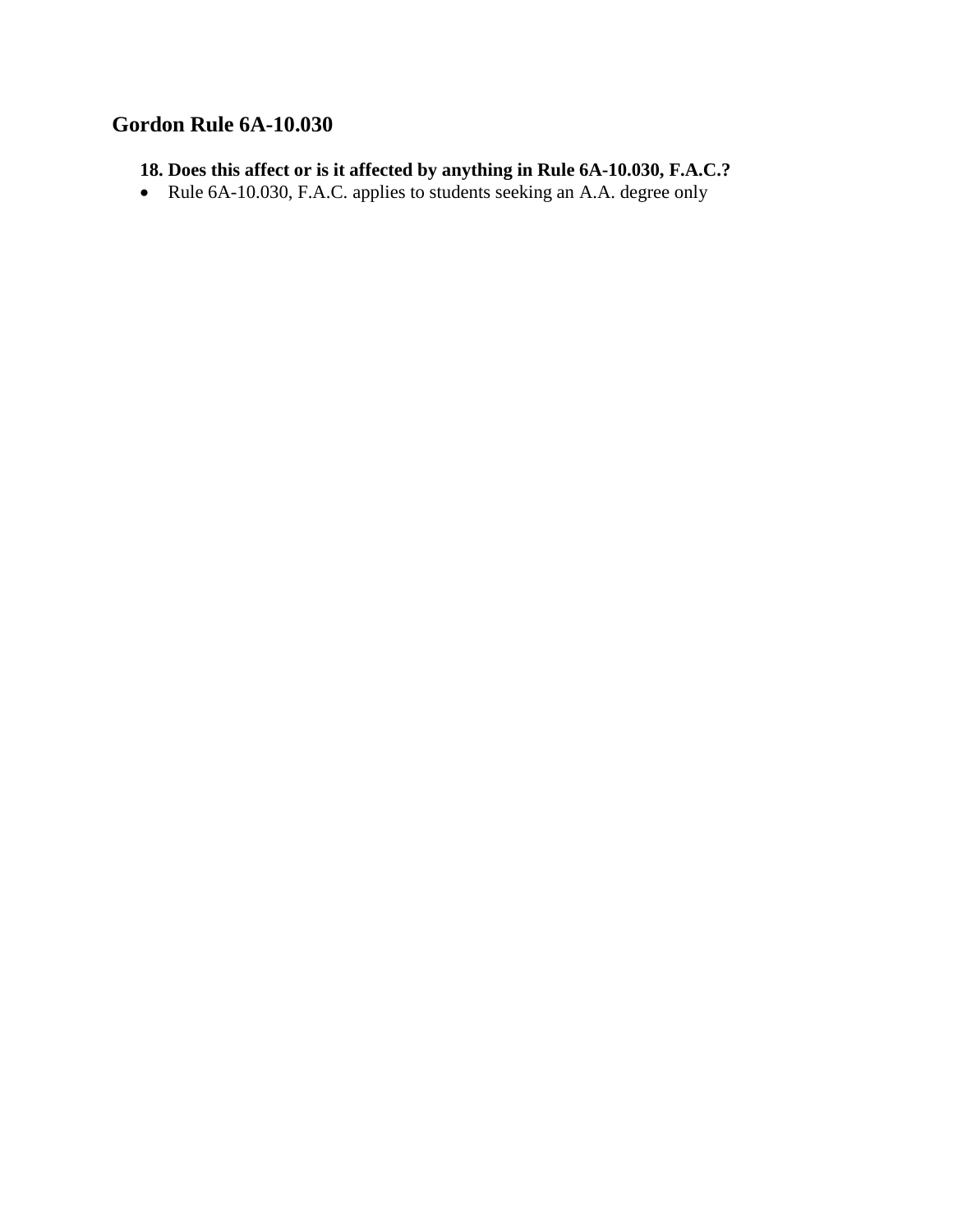## Gordon Rule 6A-10.030

**18. Does this affect or is it affected by anything in Rule 6A-10.030, F.A.C.?**

- Rule 6A-10.030, F.A.C. applies to students seeking an A.A. degree only